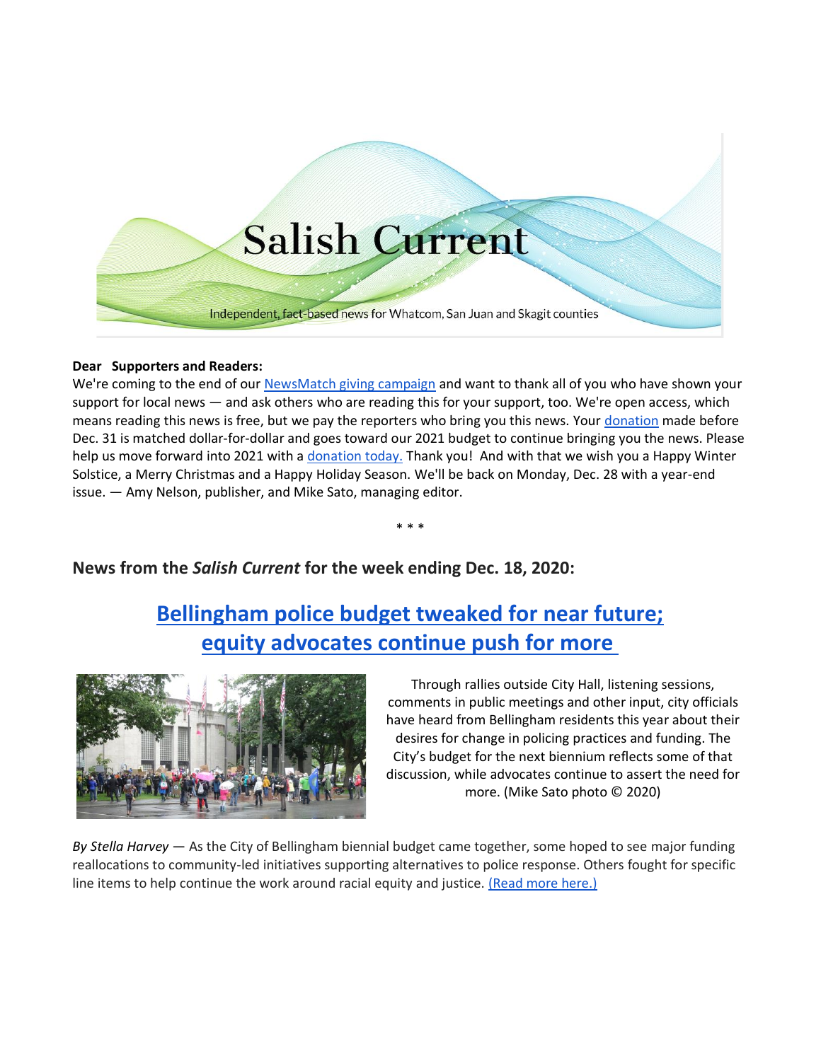# Salish Current

Independent, fact-based news for Whatcom, San Juan and Skagit counties

**Dear Supporters and Readers:**

We're coming to the end of our NewsMatch giving campaign and want to thank all of you who have shown your support for local news — and ask others who are reading this for your support, too. We're open access, which means reading this news is free, but we pay the reporters who bring you this news. Your donation made before Dec. 31 is matched dollar-for-dollar and goes toward our 2021 budget to continue bringing you the news. Please help us move forward into 2021 with a donation today. Thank you! And with that we wish you a Happy Winter Solstice, a Merry Christmas and a Happy Holiday Season. We'll be back on Monday, Dec. 28 with a year-end issue. — Amy Nelson, publisher, and Mike Sato, managing editor.

* * *

## News from the *Salish Current* for the week ending Dec. 18, 2020:

## Bellingham police budget tweaked for near future; equity advocates continue push for more

Through rallies outside City Hall, listening sessions, comments in public meetings and other input, city officials have heard from Bellingham residents this year about their desires for change in policing practices and funding. The City's budget for the next biennium reflects some of that discussion, while advocates continue to assert the need for more. (Mike Sato photo © 2020)

*By Stella Harvey* — As the City of Bellingham biennial budget came together, some hoped to see major funding reallocations to community-led initiatives supporting alternatives to police response. Others fought for specific line items to help continue the work around racial equity and justice. (Read more here.)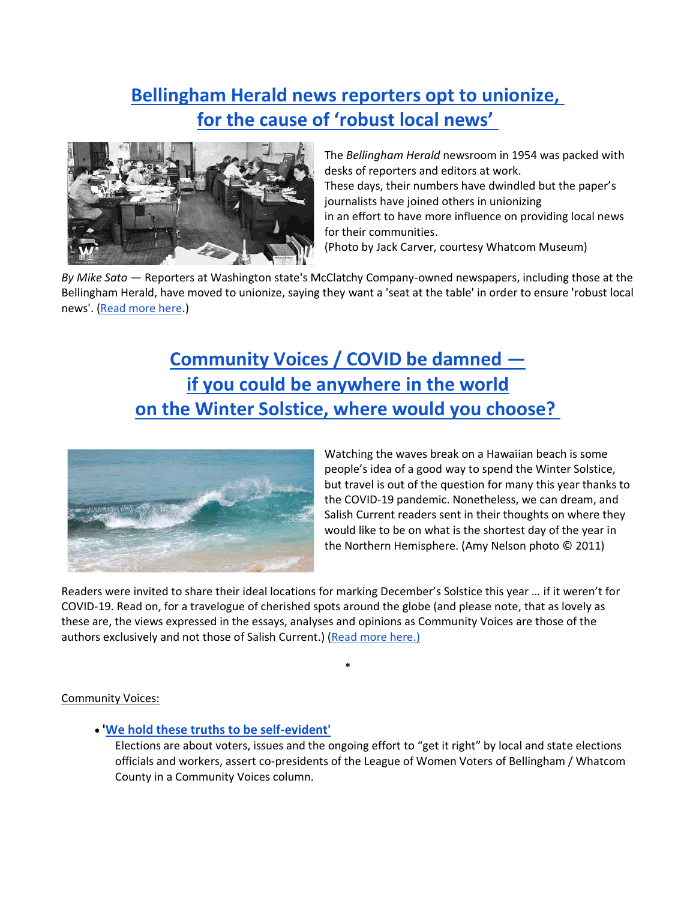## Bellingham Herald news reporters opt to unionize, for the cause of 'robust local news'

The *Bellingham Herald* newsroom in 1954 was packed with desks of reporters and editors at work.
These days, their numbers have dwindled but the paper's journalists have joined others in unionizing
in an effort to have more influence on providing local news for their communities.
(Photo by Jack Carver, courtesy Whatcom Museum)

*By Mike Sato* — Reporters at Washington state's McClatchy Company-owned newspapers, including those at the Bellingham Herald, have moved to unionize, saying they want a 'seat at the table' in order to ensure 'robust local news'. (Read more here.)

## Community Voices / COVID be damned — if you could be anywhere in the world on the Winter Solstice, where would you choose?

Watching the waves break on a Hawaiian beach is some people's idea of a good way to spend the Winter Solstice, but travel is out of the question for many this year thanks to the COVID-19 pandemic. Nonetheless, we can dream, and Salish Current readers sent in their thoughts on where they would like to be on what is the shortest day of the year in the Northern Hemisphere. (Amy Nelson photo © 2011)

Readers were invited to share their ideal locations for marking December's Solstice this year … if it weren't for COVID-19. Read on, for a travelogue of cherished spots around the globe (and please note, that as lovely as these are, the views expressed in the essays, analyses and opinions as Community Voices are those of the authors exclusively and not those of Salish Current.) (Read more here.)

\*

Community Voices:

- **'We hold these truths to be self-evident'**
  Elections are about voters, issues and the ongoing effort to "get it right" by local and state elections officials and workers, assert co-presidents of the League of Women Voters of Bellingham / Whatcom County in a Community Voices column.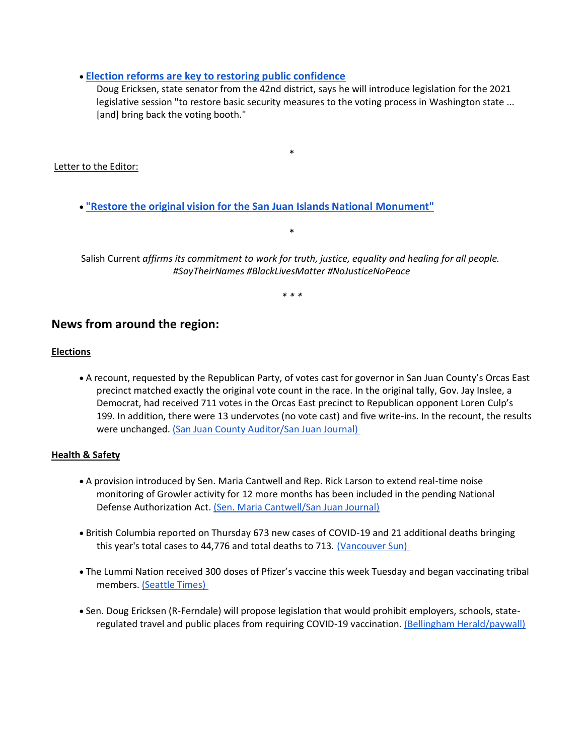- **Election reforms are key to restoring public confidence**
  Doug Ericksen, state senator from the 42nd district, says he will introduce legislation for the 2021 legislative session "to restore basic security measures to the voting process in Washington state ... [and] bring back the voting booth."

*

Letter to the Editor:

- **"Restore the original vision for the San Juan Islands National Monument"**

*

Salish Current *affirms its commitment to work for truth, justice, equality and healing for all people. #SayTheirNames #BlackLivesMatter #NoJusticeNoPeace*

*\* \* \**

## News from around the region:

**Elections**

- A recount, requested by the Republican Party, of votes cast for governor in San Juan County's Orcas East precinct matched exactly the original vote count in the race. In the original tally, Gov. Jay Inslee, a Democrat, had received 711 votes in the Orcas East precinct to Republican opponent Loren Culp's 199. In addition, there were 13 undervotes (no vote cast) and five write-ins. In the recount, the results were unchanged. (San Juan County Auditor/San Juan Journal)

**Health & Safety**

- A provision introduced by Sen. Maria Cantwell and Rep. Rick Larson to extend real-time noise monitoring of Growler activity for 12 more months has been included in the pending National Defense Authorization Act. (Sen. Maria Cantwell/San Juan Journal)
- British Columbia reported on Thursday 673 new cases of COVID-19 and 21 additional deaths bringing this year's total cases to 44,776 and total deaths to 713. (Vancouver Sun)
- The Lummi Nation received 300 doses of Pfizer's vaccine this week Tuesday and began vaccinating tribal members. (Seattle Times)
- Sen. Doug Ericksen (R-Ferndale) will propose legislation that would prohibit employers, schools, state-regulated travel and public places from requiring COVID-19 vaccination. (Bellingham Herald/paywall)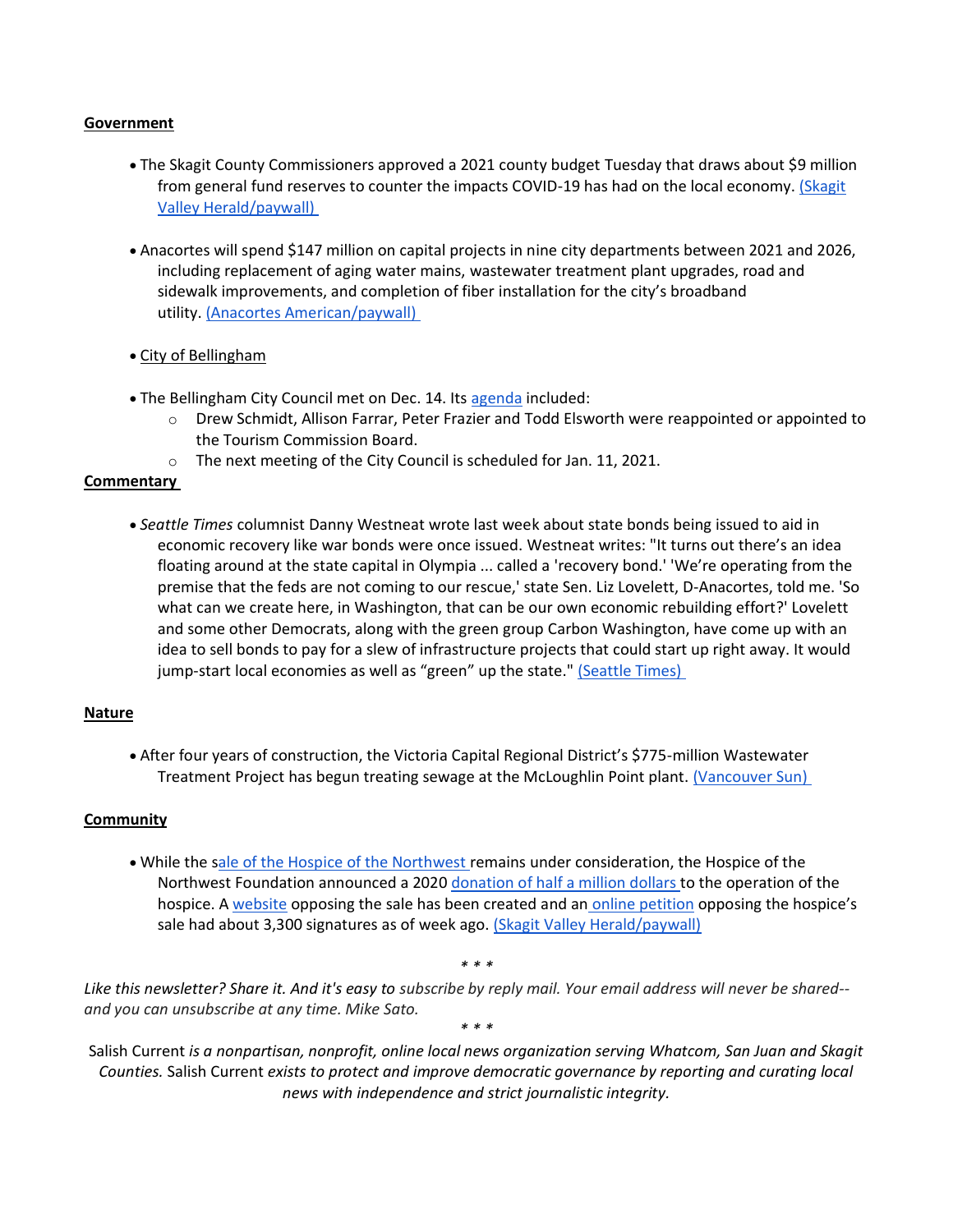**Government**

- The Skagit County Commissioners approved a 2021 county budget Tuesday that draws about $9 million from general fund reserves to counter the impacts COVID-19 has had on the local economy. (Skagit Valley Herald/paywall)

- Anacortes will spend $147 million on capital projects in nine city departments between 2021 and 2026, including replacement of aging water mains, wastewater treatment plant upgrades, road and sidewalk improvements, and completion of fiber installation for the city's broadband utility. (Anacortes American/paywall)

- City of Bellingham

- The Bellingham City Council met on Dec. 14. Its agenda included:
  - Drew Schmidt, Allison Farrar, Peter Frazier and Todd Elsworth were reappointed or appointed to the Tourism Commission Board.
  - The next meeting of the City Council is scheduled for Jan. 11, 2021.

**Commentary**

- *Seattle Times* columnist Danny Westneat wrote last week about state bonds being issued to aid in economic recovery like war bonds were once issued. Westneat writes: "It turns out there's an idea floating around at the state capital in Olympia ... called a 'recovery bond.' 'We're operating from the premise that the feds are not coming to our rescue,' state Sen. Liz Lovelett, D-Anacortes, told me. 'So what can we create here, in Washington, that can be our own economic rebuilding effort?' Lovelett and some other Democrats, along with the green group Carbon Washington, have come up with an idea to sell bonds to pay for a slew of infrastructure projects that could start up right away. It would jump-start local economies as well as "green" up the state." (Seattle Times)

**Nature**

- After four years of construction, the Victoria Capital Regional District's $775-million Wastewater Treatment Project has begun treating sewage at the McLoughlin Point plant. (Vancouver Sun)

**Community**

- While the sale of the Hospice of the Northwest remains under consideration, the Hospice of the Northwest Foundation announced a 2020 donation of half a million dollars to the operation of the hospice. A website opposing the sale has been created and an online petition opposing the hospice's sale had about 3,300 signatures as of week ago. (Skagit Valley Herald/paywall)

\* \* \*

*Like this newsletter? Share it. And it's easy to subscribe by reply mail. Your email address will never be shared--and you can unsubscribe at any time. Mike Sato.*

\* \* \*

Salish Current *is a nonpartisan, nonprofit, online local news organization serving Whatcom, San Juan and Skagit Counties.* Salish Current *exists to protect and improve democratic governance by reporting and curating local news with independence and strict journalistic integrity.*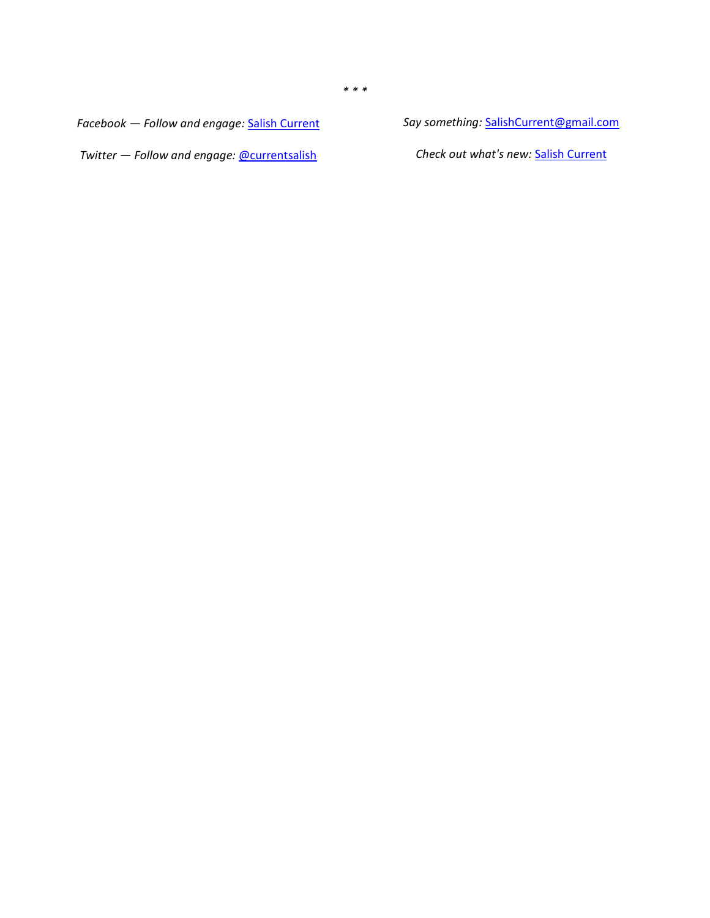*\* \* \**

*Facebook — Follow and engage:* Salish Current

*Twitter — Follow and engage:* @currentsalish

*Say something:* SalishCurrent@gmail.com

*Check out what's new:* Salish Current